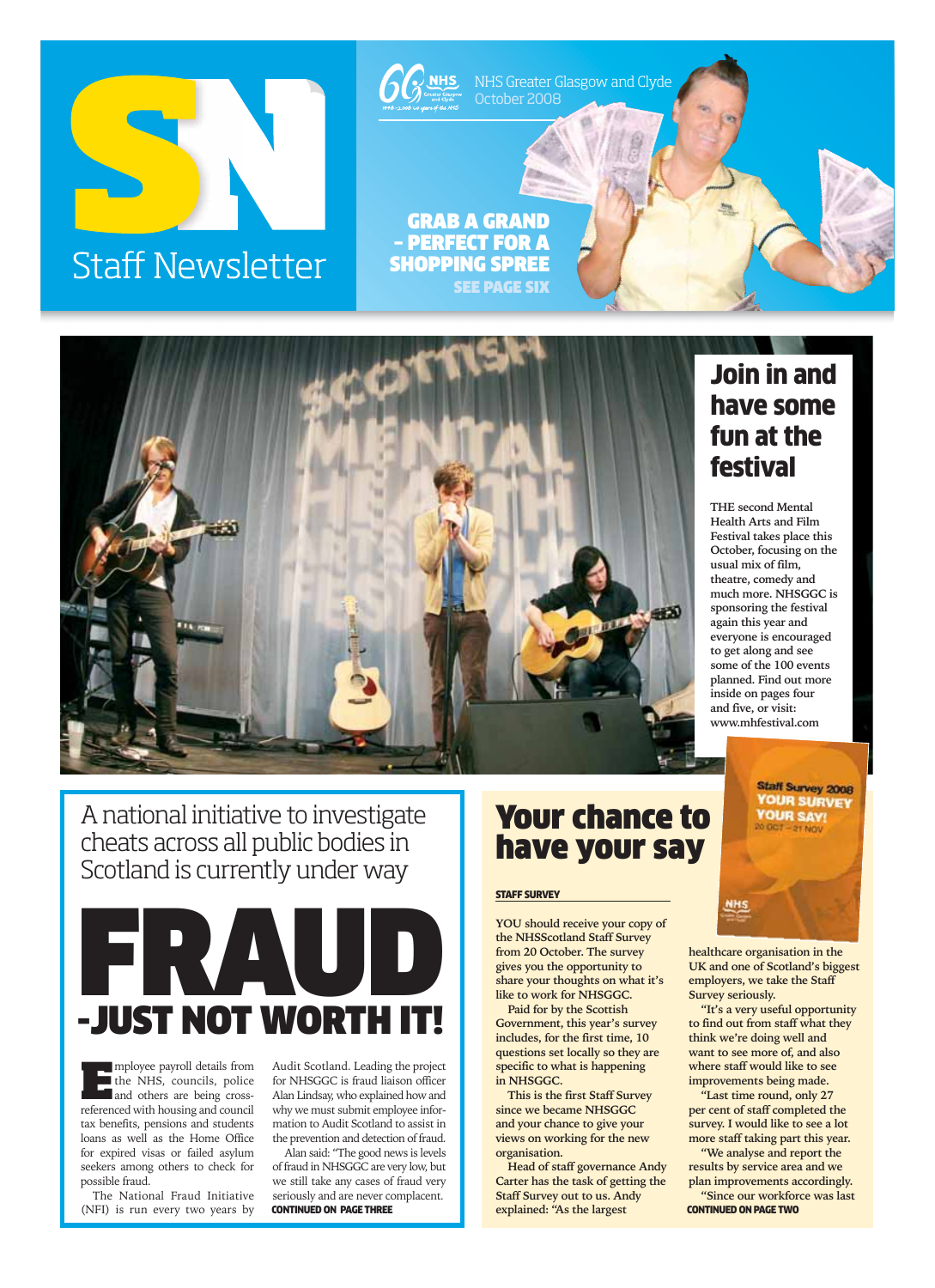# SN Staff Newsletter

NHS Greater Glasgow and Clyde
October 2008

**GRAB A GRAND – PERFECT FOR A SHOPPING SPREE**
**SEE PAGE SIX**

## Join in and have some fun at the festival

THE second Mental Health Arts and Film Festival takes place this October, focusing on the usual mix of film, theatre, comedy and much more. NHSGGC is sponsoring the festival again this year and everyone is encouraged to get along and see some of the 100 events planned. Find out more inside on pages four and five, or visit: www.mhfestival.com

A national initiative to investigate cheats across all public bodies in Scotland is currently under way

# FRAUD -JUST NOT WORTH IT!

Employee payroll details from the NHS, councils, police and others are being cross-referenced with housing and council tax benefits, pensions and students loans as well as the Home Office for expired visas or failed asylum seekers among others to check for possible fraud.

The National Fraud Initiative (NFI) is run every two years by Audit Scotland. Leading the project for NHSGGC is fraud liaison officer Alan Lindsay, who explained how and why we must submit employee information to Audit Scotland to assist in the prevention and detection of fraud.

Alan said: "The good news is levels of fraud in NHSGGC are very low, but we still take any cases of fraud very seriously and are never complacent.

**CONTINUED ON PAGE THREE**

## Your chance to have your say

**STAFF SURVEY**

YOU should receive your copy of the NHSScotland Staff Survey from 20 October. The survey gives you the opportunity to share your thoughts on what it's like to work for NHSGGC.

Paid for by the Scottish Government, this year's survey includes, for the first time, 10 questions set locally so they are specific to what is happening in NHSGGC.

This is the first Staff Survey since we became NHSGGC and your chance to give your views on working for the new organisation.

Head of staff governance Andy Carter has the task of getting the Staff Survey out to us. Andy explained: "As the largest healthcare organisation in the UK and one of Scotland's biggest employers, we take the Staff Survey seriously.

"It's a very useful opportunity to find out from staff what they think we're doing well and want to see more of, and also where staff would like to see improvements being made.

"Last time round, only 27 per cent of staff completed the survey. I would like to see a lot more staff taking part this year.

"We analyse and report the results by service area and we plan improvements accordingly.

"Since our workforce was last

**CONTINUED ON PAGE TWO**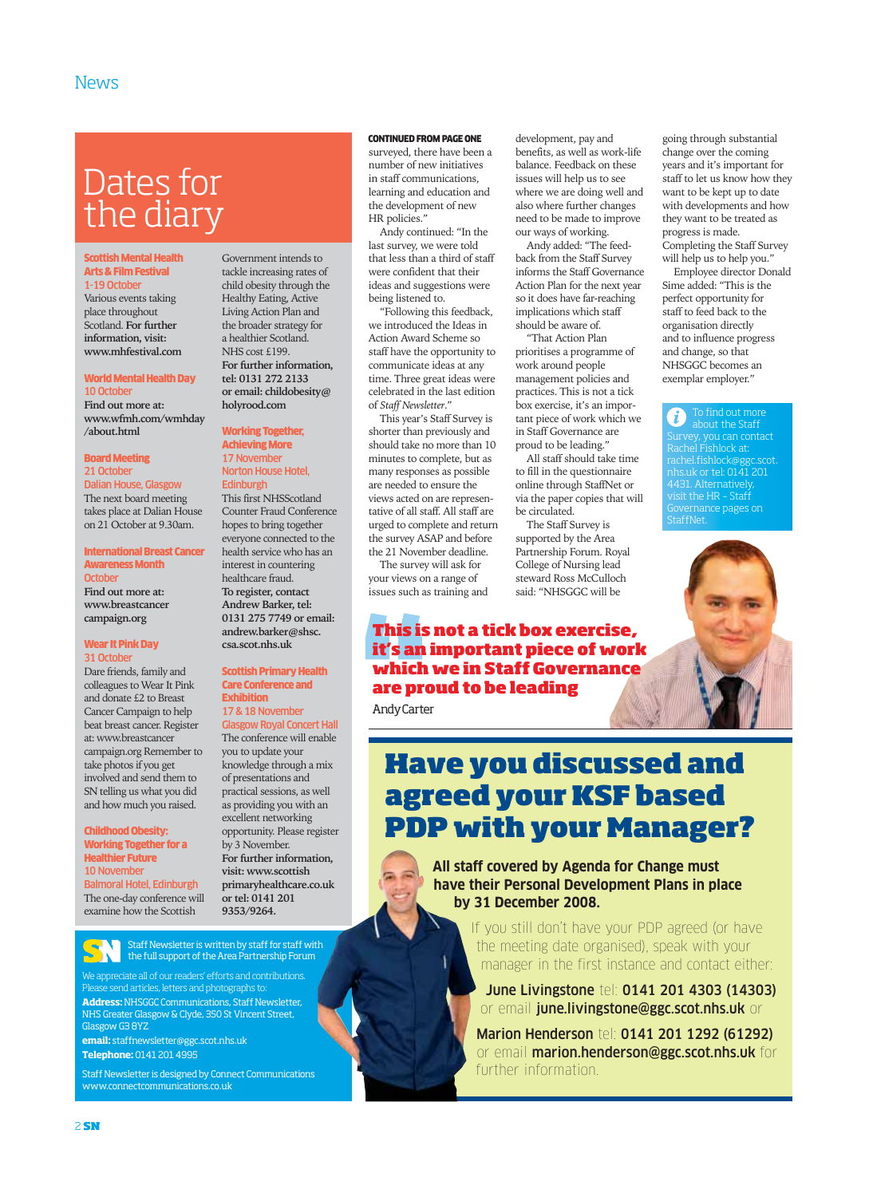## News

# Dates for the diary

**Scottish Mental Health Arts & Film Festival**
1-19 October
Various events taking place throughout Scotland. **For further information, visit: www.mhfestival.com**

**World Mental Health Day**
10 October
**Find out more at: www.wfmh.com/wmhday/about.html**

**Board Meeting**
21 October
Dalian House, Glasgow
The next board meeting takes place at Dalian House on 21 October at 9.30am.

**International Breast Cancer Awareness Month**
October
**Find out more at: www.breastcancercampaign.org**

**Wear It Pink Day**
31 October
Dare friends, family and colleagues to Wear It Pink and donate £2 to Breast Cancer Campaign to help beat breast cancer. Register at: www.breastcancercampaign.org Remember to take photos if you get involved and send them to SN telling us what you did and how much you raised.

**Childhood Obesity: Working Together for a Healthier Future**
10 November
Balmoral Hotel, Edinburgh
The one-day conference will examine how the Scottish Government intends to tackle increasing rates of child obesity through the Healthy Eating, Active Living Action Plan and the broader strategy for a healthier Scotland. NHS cost £199.
**For further information, tel: 0131 272 2133 or email: childobesity@holyrood.com**

**Working Together, Achieving More**
17 November
Norton House Hotel, Edinburgh
This first NHSScotland Counter Fraud Conference hopes to bring together everyone connected to the health service who has an interest in countering healthcare fraud.
**To register, contact Andrew Barker, tel: 0131 275 7749 or email: andrew.barker@shsc.csa.scot.nhs.uk**

**Scottish Primary Health Care Conference and Exhibition**
17 & 18 November
Glasgow Royal Concert Hall
The conference will enable you to update your knowledge through a mix of presentations and practical sessions, as well as providing you with an excellent networking opportunity. Please register by 3 November.
**For further information, visit: www.scottishprimaryhealthcare.co.uk or tel: 0141 201 9353/9264.**

Staff Newsletter is written by staff for staff with the full support of the Area Partnership Forum

We appreciate all of our readers' efforts and contributions. Please send articles, letters and photographs to:
**Address:** NHSGGC Communications, Staff Newsletter, NHS Greater Glasgow & Clyde, 350 St Vincent Street, Glasgow G3 8YZ
**email:** staffnewsletter@ggc.scot.nhs.uk
**Telephone:** 0141 201 4995

Staff Newsletter is designed by Connect Communications www.connectcommunications.co.uk

**CONTINUED FROM PAGE ONE**

surveyed, there have been a number of new initiatives in staff communications, learning and education and the development of new HR policies."

Andy continued: "In the last survey, we were told that less than a third of staff were confident that their ideas and suggestions were being listened to.

"Following this feedback, we introduced the Ideas in Action Award Scheme so staff have the opportunity to communicate ideas at any time. Three great ideas were celebrated in the last edition of *Staff Newsletter*."

This year's Staff Survey is shorter than previously and should take no more than 10 minutes to complete, but as many responses as possible are needed to ensure the views acted on are representative of all staff. All staff are urged to complete and return the survey ASAP and before the 21 November deadline.

The survey will ask for your views on a range of issues such as training and development, pay and benefits, as well as work-life balance. Feedback on these issues will help us to see where we are doing well and also where further changes need to be made to improve our ways of working.

Andy added: "The feedback from the Staff Survey informs the Staff Governance Action Plan for the next year so it does have far-reaching implications which staff should be aware of.

"That Action Plan prioritises a programme of work around people management policies and practices. This is not a tick box exercise, it's an important piece of work which we in Staff Governance are proud to be leading."

All staff should take time to fill in the questionnaire online through StaffNet or via the paper copies that will be circulated.

The Staff Survey is supported by the Area Partnership Forum. Royal College of Nursing lead steward Ross McCulloch said: "NHSGGC will be going through substantial change over the coming years and it's important for staff to let us know how they want to be kept up to date with developments and how they want to be treated as progress is made. Completing the Staff Survey will help us to help you."

Employee director Donald Sime added: "This is the perfect opportunity for staff to feed back to the organisation directly and to influence progress and change, so that NHSGGC becomes an exemplar employer."

To find out more about the Staff Survey, you can contact Rachel Fishlock at: rachel.fishlock@ggc.scot.nhs.uk or tel: 0141 201 4431. Alternatively, visit the HR - Staff Governance pages on StaffNet.

**"This is not a tick box exercise, it's an important piece of work which we in Staff Governance are proud to be leading"**

Andy Carter

# Have you discussed and agreed your KSF based PDP with your Manager?

**All staff covered by Agenda for Change must have their Personal Development Plans in place by 31 December 2008.**

If you still don't have your PDP agreed (or have the meeting date organised), speak with your manager in the first instance and contact either:

**June Livingstone** tel: **0141 201 4303 (14303)** or email **june.livingstone@ggc.scot.nhs.uk** or

**Marion Henderson** tel: **0141 201 1292 (61292)** or email **marion.henderson@ggc.scot.nhs.uk** for further information.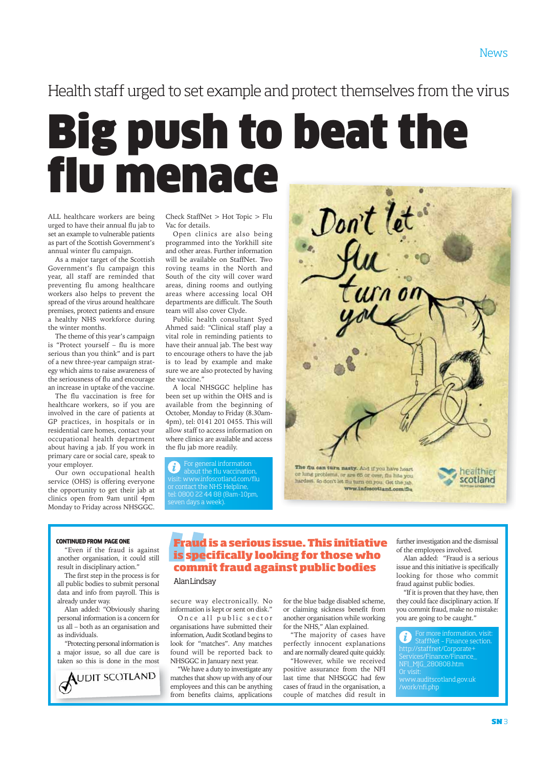Health staff urged to set example and protect themselves from the virus

# Big push to beat the flu menace

ALL healthcare workers are being urged to have their annual flu jab to set an example to vulnerable patients as part of the Scottish Government's annual winter flu campaign.

As a major target of the Scottish Government's flu campaign this year, all staff are reminded that preventing flu among healthcare workers also helps to prevent the spread of the virus around healthcare premises, protect patients and ensure a healthy NHS workforce during the winter months.

The theme of this year's campaign is "Protect yourself – flu is more serious than you think" and is part of a new three-year campaign strategy which aims to raise awareness of the seriousness of flu and encourage an increase in uptake of the vaccine.

The flu vaccination is free for healthcare workers, so if you are involved in the care of patients at GP practices, in hospitals or in residential care homes, contact your occupational health department about having a jab. If you work in primary care or social care, speak to your employer.

Our own occupational health service (OHS) is offering everyone the opportunity to get their jab at clinics open from 9am until 4pm Monday to Friday across NHSGGC. Check StaffNet > Hot Topic > Flu Vac for details.

Open clinics are also being programmed into the Yorkhill site and other areas. Further information will be available on StaffNet. Two roving teams in the North and South of the city will cover ward areas, dining rooms and outlying areas where accessing local OH departments are difficult. The South team will also cover Clyde.

Public health consultant Syed Ahmed said: "Clinical staff play a vital role in reminding patients to have their annual jab. The best way to encourage others to have the jab is to lead by example and make sure we are also protected by having the vaccine."

A local NHSGGC helpline has been set up within the OHS and is available from the beginning of October, Monday to Friday (8.30am-4pm), tel: 0141 201 0455. This will allow staff to access information on where clinics are available and access the flu jab more readily.

For general information about the flu vaccination, visit: www.infoscotland.com/flu or contact the NHS Helpline, tel: 0800 22 44 88 (8am-10pm, seven days a week).

Don't let flu turn on you

The flu can turn nasty. And if you have heart or lung problems, or are 65 or over, flu hits you hardest. So don't let flu turn on you. Get the jab. www.infoscotland.com/flu

healthier scotland

**CONTINUED FROM PAGE ONE**

"Even if the fraud is against another organisation, it could still result in disciplinary action."

The first step in the process is for all public bodies to submit personal data and info from payroll. This is already under way.

Alan added: "Obviously sharing personal information is a concern for us all – both as an organisation and as individuals.

"Protecting personal information is a major issue, so all due care is taken so this is done in the most secure way electronically. No information is kept or sent on disk."

Once all public sector organisations have submitted their information, Audit Scotland begins to look for "matches". Any matches found will be reported back to NHSGGC in January next year.

"We have a duty to investigate any matches that show up with any of our employees and this can be anything from benefits claims, applications for the blue badge disabled scheme, or claiming sickness benefit from another organisation while working for the NHS," Alan explained.

"The majority of cases have perfectly innocent explanations and are normally cleared quite quickly.

"However, while we received positive assurance from the NFI last time that NHSGGC had few cases of fraud in the organisation, a couple of matches did result in further investigation and the dismissal of the employees involved."

Alan added: "Fraud is a serious issue and this initiative is specifically looking for those who commit fraud against public bodies.

"If it is proven that they have, then they could face disciplinary action. If you commit fraud, make no mistake: you are going to be caught."

> **Fraud is a serious issue. This initiative is specifically looking for those who commit fraud against public bodies**
>
> Alan Lindsay

AUDIT SCOTLAND

For more information, visit: StaffNet - Finance section. http://staffnet/Corporate+Services/Finance/Finance_NFI_MJG_280808.htm Or visit: www.auditscotland.gov.uk/work/nfi.php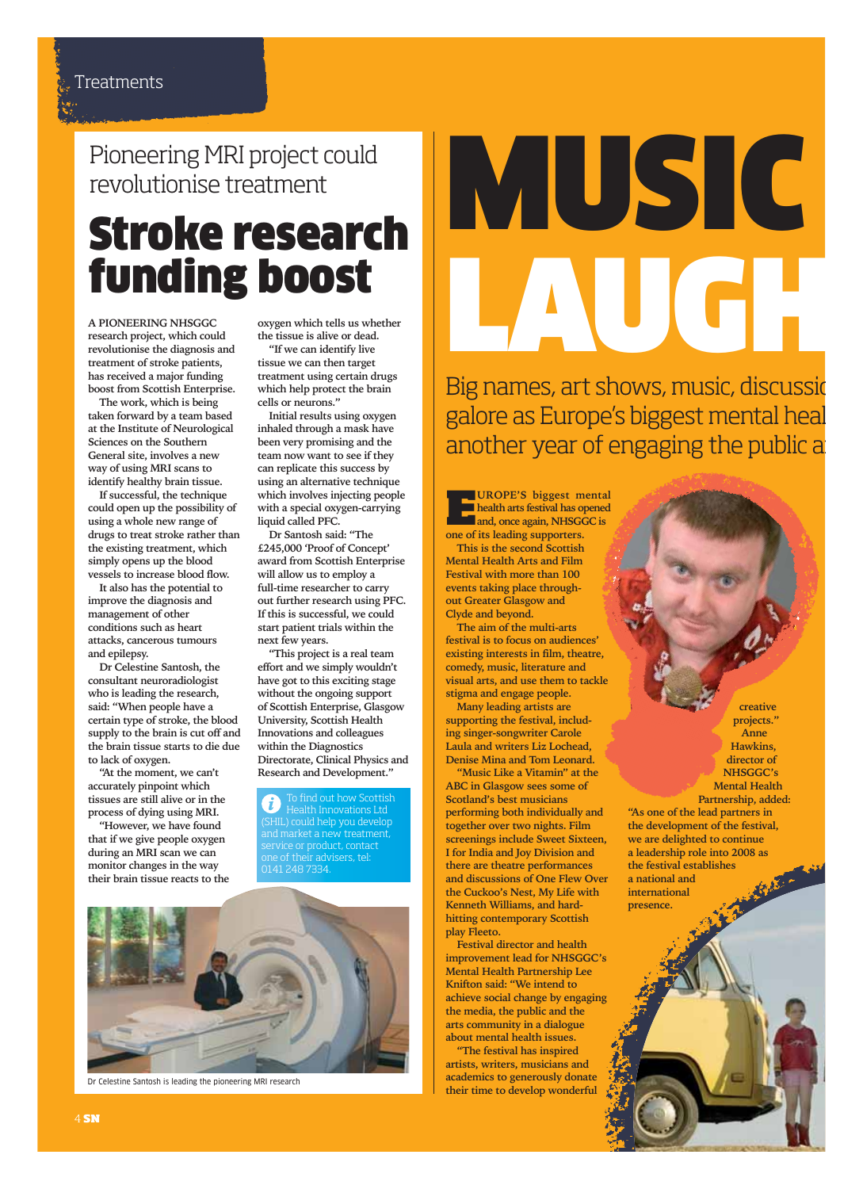Treatments

## Pioneering MRI project could revolutionise treatment

# Stroke research funding boost

A PIONEERING NHSGGC research project, which could revolutionise the diagnosis and treatment of stroke patients, has received a major funding boost from Scottish Enterprise.

The work, which is being taken forward by a team based at the Institute of Neurological Sciences on the Southern General site, involves a new way of using MRI scans to identify healthy brain tissue.

If successful, the technique could open up the possibility of using a whole new range of drugs to treat stroke rather than the existing treatment, which simply opens up the blood vessels to increase blood flow.

It also has the potential to improve the diagnosis and management of other conditions such as heart attacks, cancerous tumours and epilepsy.

Dr Celestine Santosh, the consultant neuroradiologist who is leading the research, said: "When people have a certain type of stroke, the blood supply to the brain is cut off and the brain tissue starts to die due to lack of oxygen.

"At the moment, we can't accurately pinpoint which tissues are still alive or in the process of dying using MRI.

"However, we have found that if we give people oxygen during an MRI scan we can monitor changes in the way their brain tissue reacts to the oxygen which tells us whether the tissue is alive or dead.

"If we can identify live tissue we can then target treatment using certain drugs which help protect the brain cells or neurons."

Initial results using oxygen inhaled through a mask have been very promising and the team now want to see if they can replicate this success by using an alternative technique which involves injecting people with a special oxygen-carrying liquid called PFC.

Dr Santosh said: "The £245,000 'Proof of Concept' award from Scottish Enterprise will allow us to employ a full-time researcher to carry out further research using PFC. If this is successful, we could start patient trials within the next few years.

"This project is a real team effort and we simply wouldn't have got to this exciting stage without the ongoing support of Scottish Enterprise, Glasgow University, Scottish Health Innovations and colleagues within the Diagnostics Directorate, Clinical Physics and Research and Development."

To find out how Scottish Health Innovations Ltd (SHIL) could help you develop and market a new treatment, service or product, contact one of their advisers, tel: 0141 248 7334.

Dr Celestine Santosh is leading the pioneering MRI research

# MUSIC LAUGH

## Big names, art shows, music, discussic galore as Europe's biggest mental heal another year of engaging the public a

EUROPE'S biggest mental health arts festival has opened and, once again, NHSGGC is one of its leading supporters.

This is the second Scottish Mental Health Arts and Film Festival with more than 100 events taking place throughout Greater Glasgow and Clyde and beyond.

The aim of the multi-arts festival is to focus on audiences' existing interests in film, theatre, comedy, music, literature and visual arts, and use them to tackle stigma and engage people.

Many leading artists are supporting the festival, including singer-songwriter Carole Laula and writers Liz Lochead, Denise Mina and Tom Leonard.

"Music Like a Vitamin" at the ABC in Glasgow sees some of Scotland's best musicians performing both individually and together over two nights. Film screenings include Sweet Sixteen, I for India and Joy Division and there are theatre performances and discussions of One Flew Over the Cuckoo's Nest, My Life with Kenneth Williams, and hard-hitting contemporary Scottish play Fleeto.

Festival director and health improvement lead for NHSGGC's Mental Health Partnership Lee Knifton said: "We intend to achieve social change by engaging the media, the public and the arts community in a dialogue about mental health issues.

"The festival has inspired artists, writers, musicians and academics to generously donate their time to develop wonderful creative projects."

Anne Hawkins, director of NHSGGC's Mental Health Partnership, added: "As one of the lead partners in the development of the festival, we are delighted to continue a leadership role into 2008 as the festival establishes a national and international presence.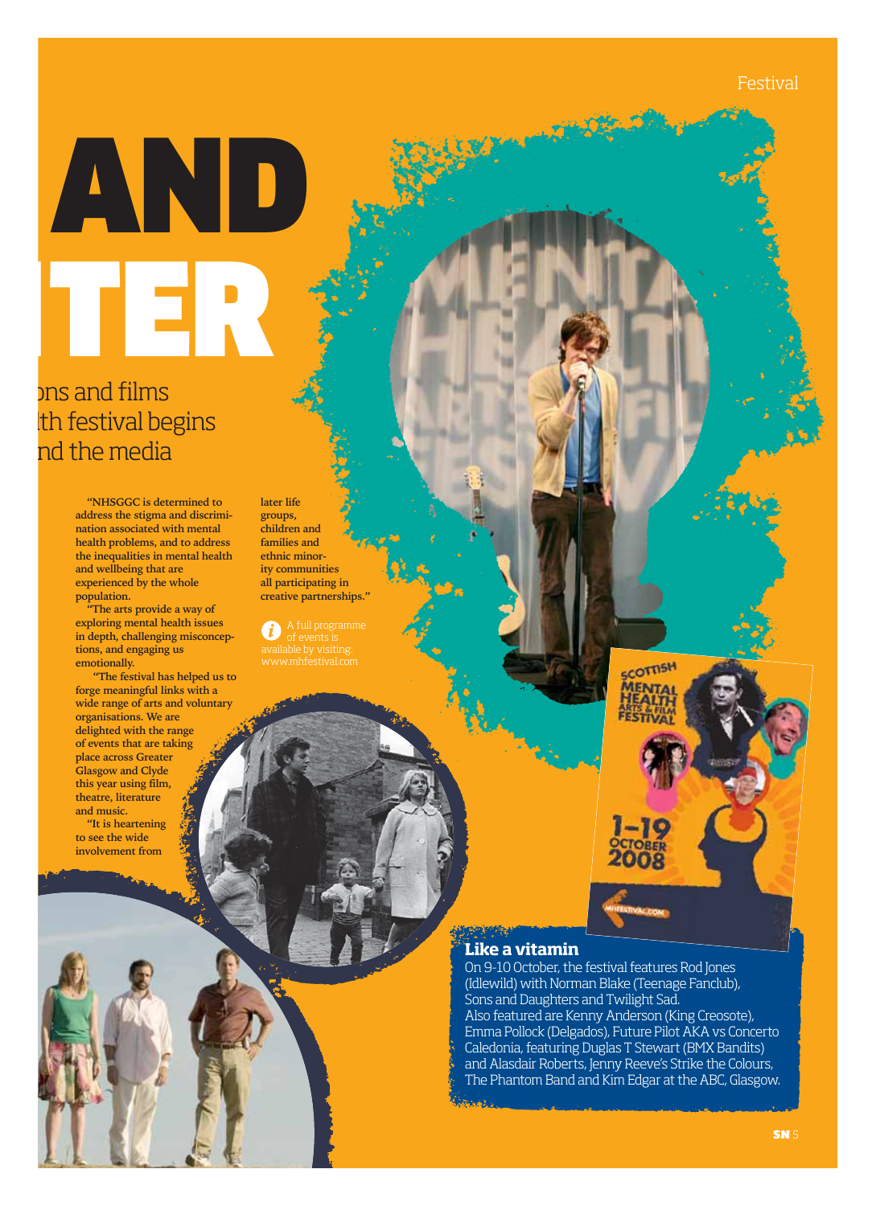# AND

# TER

ons and films
lth festival begins
nd the media

"NHSGGC is determined to address the stigma and discrimination associated with mental health problems, and to address the inequalities in mental health and wellbeing that are experienced by the whole population.

"The arts provide a way of exploring mental health issues in depth, challenging misconceptions, and engaging us emotionally.

"The festival has helped us to forge meaningful links with a wide range of arts and voluntary organisations. We are delighted with the range of events that are taking place across Greater Glasgow and Clyde this year using film, theatre, literature and music.

"It is heartening to see the wide involvement from later life groups, children and families and ethnic minority communities all participating in creative partnerships."

A full programme of events is available by visiting: www.mhfestival.com

## Like a vitamin

On 9-10 October, the festival features Rod Jones (Idlewild) with Norman Blake (Teenage Fanclub), Sons and Daughters and Twilight Sad.

Also featured are Kenny Anderson (King Creosote), Emma Pollock (Delgados), Future Pilot AKA vs Concerto Caledonia, featuring Duglas T Stewart (BMX Bandits) and Alasdair Roberts, Jenny Reeve's Strike the Colours, The Phantom Band and Kim Edgar at the ABC, Glasgow.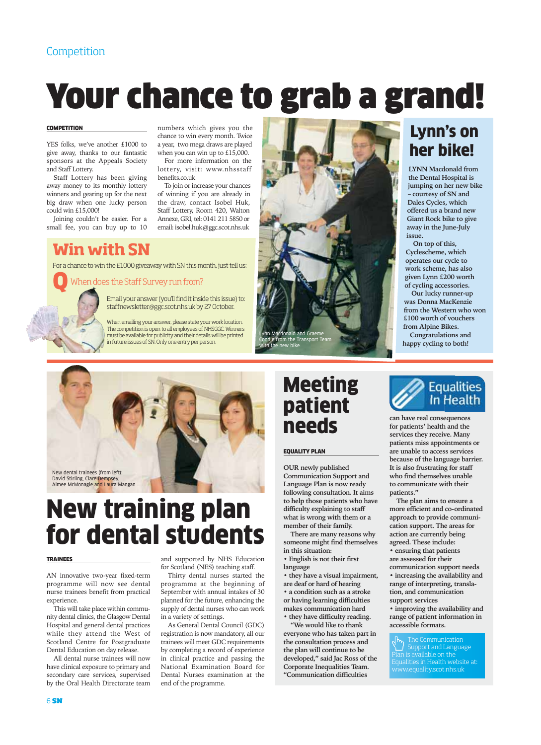Competition

# Your chance to grab a grand!

**COMPETITION**

YES folks, we've another £1000 to give away, thanks to our fantastic sponsors at the Appeals Society and Staff Lottery.

Staff Lottery has been giving away money to its monthly lottery winners and gearing up for the next big draw when one lucky person could win £15,000!

Joining couldn't be easier. For a small fee, you can buy up to 10 numbers which gives you the chance to win every month. Twice a year, two mega draws are played when you can win up to £15,000.

For more information on the lottery, visit: www.nhsstaffbenefits.co.uk

To join or increase your chances of winning if you are already in the draw, contact Isobel Huk, Staff Lottery, Room 420, Walton Annexe, GRI, tel: 0141 211 5850 or email: isobel.huk@ggc.scot.nhs.uk

## Win with SN

For a chance to win the £1000 giveaway with SN this month, just tell us:

**Q** When does the Staff Survey run from?

Email your answer (you'll find it inside this issue) to: staffnewsletter@ggc.scot.nhs.uk by 27 October.

When emailing your answer, please state your work location. The competition is open to all employees of NHSGGC. Winners must be available for publicity and their details will be printed in future issues of SN. Only one entry per person.

Lynn Macdonald and Graeme Condie from the Transport Team with the new bike

## Lynn's on her bike!

LYNN Macdonald from the Dental Hospital is jumping on her new bike – courtesy of SN and Dales Cycles, which offered us a brand new Giant Rock bike to give away in the June-July issue.

On top of this, Cyclescheme, which operates our cycle to work scheme, has also given Lynn £200 worth of cycling accessories.

Our lucky runner-up was Donna MacKenzie from the Western who won £100 worth of vouchers from Alpine Bikes.

Congratulations and happy cycling to both!

New dental trainees (from left): David Stirling, Clare Dempsey, Aimee McMonagle and Laura Mangan

# New training plan for dental students

**TRAINEES**

AN innovative two-year fixed-term programme will now see dental nurse trainees benefit from practical experience.

This will take place within community dental clinics, the Glasgow Dental Hospital and general dental practices while they attend the West of Scotland Centre for Postgraduate Dental Education on day release.

All dental nurse trainees will now have clinical exposure to primary and secondary care services, supervised by the Oral Health Directorate team and supported by NHS Education for Scotland (NES) teaching staff.

Thirty dental nurses started the programme at the beginning of September with annual intakes of 30 planned for the future, enhancing the supply of dental nurses who can work in a variety of settings.

As General Dental Council (GDC) registration is now mandatory, all our trainees will meet GDC requirements by completing a record of experience in clinical practice and passing the National Examination Board for Dental Nurses examination at the end of the programme.

# Meeting patient needs

**EQUALITY PLAN**

OUR newly published Communication Support and Language Plan is now ready following consultation. It aims to help those patients who have difficulty explaining to staff what is wrong with them or a member of their family.

There are many reasons why someone might find themselves in this situation:

- English is not their first language
- they have a visual impairment, are deaf or hard of hearing
- a condition such as a stroke or having learning difficulties makes communication hard
- they have difficulty reading.

"We would like to thank everyone who has taken part in the consultation process and the plan will continue to be developed," said Jac Ross of the Corporate Inequalities Team. "Communication difficulties can have real consequences for patients' health and the services they receive. Many patients miss appointments or are unable to access services because of the language barrier. It is also frustrating for staff who find themselves unable to communicate with their patients."

The plan aims to ensure a more efficient and co-ordinated approach to provide communication support. The areas for action are currently being agreed. These include:

- ensuring that patients are assessed for their communication support needs
- increasing the availability and range of interpreting, translation, and communication support services
- improving the availability and range of patient information in accessible formats.

Equalities In Health

The Communication Support and Language Plan is available on the Equalities in Health website at: www.equality.scot.nhs.uk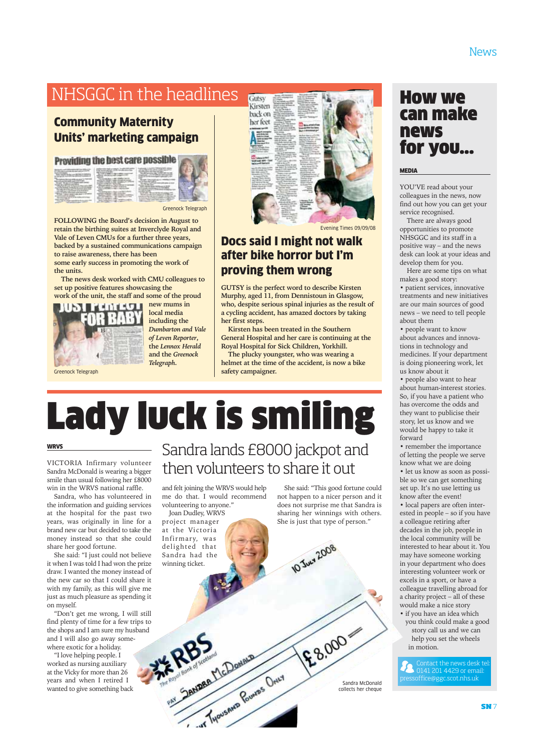## NHSGGC in the headlines

### Community Maternity Units' marketing campaign

Greenock Telegraph

**FOLLOWING the Board's decision in August to retain the birthing suites at Inverclyde Royal and Vale of Leven CMUs for a further three years, backed by a sustained communications campaign to raise awareness, there has been some early success in promoting the work of the units.**

The news desk worked with CMU colleagues to set up positive features showcasing the work of the unit, the staff and some of the proud new mums in local media including the *Dumbarton and Vale of Leven Reporter*, the *Lennox Herald* and the *Greenock Telegraph*.

Greenock Telegraph

Evening Times 09/09/08

### Docs said I might not walk after bike horror but I'm proving them wrong

**GUTSY is the perfect word to describe Kirsten Murphy, aged 11, from Dennistoun in Glasgow, who, despite serious spinal injuries as the result of a cycling accident, has amazed doctors by taking her first steps.**

Kirsten has been treated in the Southern General Hospital and her care is continuing at the Royal Hospital for Sick Children, Yorkhill.

The plucky youngster, who was wearing a helmet at the time of the accident, is now a bike safety campaigner.

# Lady luck is smiling

**WRVS**

## Sandra lands £8000 jackpot and then volunteers to share it out

VICTORIA Infirmary volunteer Sandra McDonald is wearing a bigger smile than usual following her £8000 win in the WRVS national raffle.

Sandra, who has volunteered in the information and guiding services at the hospital for the past two years, was originally in line for a brand new car but decided to take the money instead so that she could share her good fortune.

She said: "I just could not believe it when I was told I had won the prize draw. I wanted the money instead of the new car so that I could share it with my family, as this will give me just as much pleasure as spending it on myself.

"Don't get me wrong, I will still find plenty of time for a few trips to the shops and I am sure my husband and I will also go away somewhere exotic for a holiday.

"I love helping people. I worked as nursing auxiliary at the Vicky for more than 26 years and when I retired I wanted to give something back and felt joining the WRVS would help me do that. I would recommend volunteering to anyone."

Joan Dudley, WRVS project manager at the Victoria Infirmary, was delighted that Sandra had the winning ticket.

She said: "This good fortune could not happen to a nicer person and it does not surprise me that Sandra is sharing her winnings with others. She is just that type of person."

Sandra McDonald collects her cheque

# How we can make news for you...

**MEDIA**

YOU'VE read about your colleagues in the news, now find out how you can get your service recognised.

There are always good opportunities to promote NHSGGC and its staff in a positive way – and the news desk can look at your ideas and develop them for you.

Here are some tips on what makes a good story:

- patient services, innovative treatments and new initiatives are our main sources of good news – we need to tell people about them
- people want to know about advances and innovations in technology and medicines. If your department is doing pioneering work, let us know about it
- people also want to hear about human-interest stories. So, if you have a patient who has overcome the odds and they want to publicise their story, let us know and we would be happy to take it forward
- remember the importance of letting the people we serve know what we are doing
- let us know as soon as possible so we can get something set up. It's no use letting us know after the event!
- local papers are often interested in people – so if you have a colleague retiring after decades in the job, people in the local community will be interested to hear about it. You may have someone working in your department who does interesting volunteer work or excels in a sport, or have a colleague travelling abroad for a charity project – all of these would make a nice story
- if you have an idea which you think could make a good story call us and we can help you set the wheels in motion.

Contact the news desk tel: 0141 201 4429 or email: pressoffice@ggc.scot.nhs.uk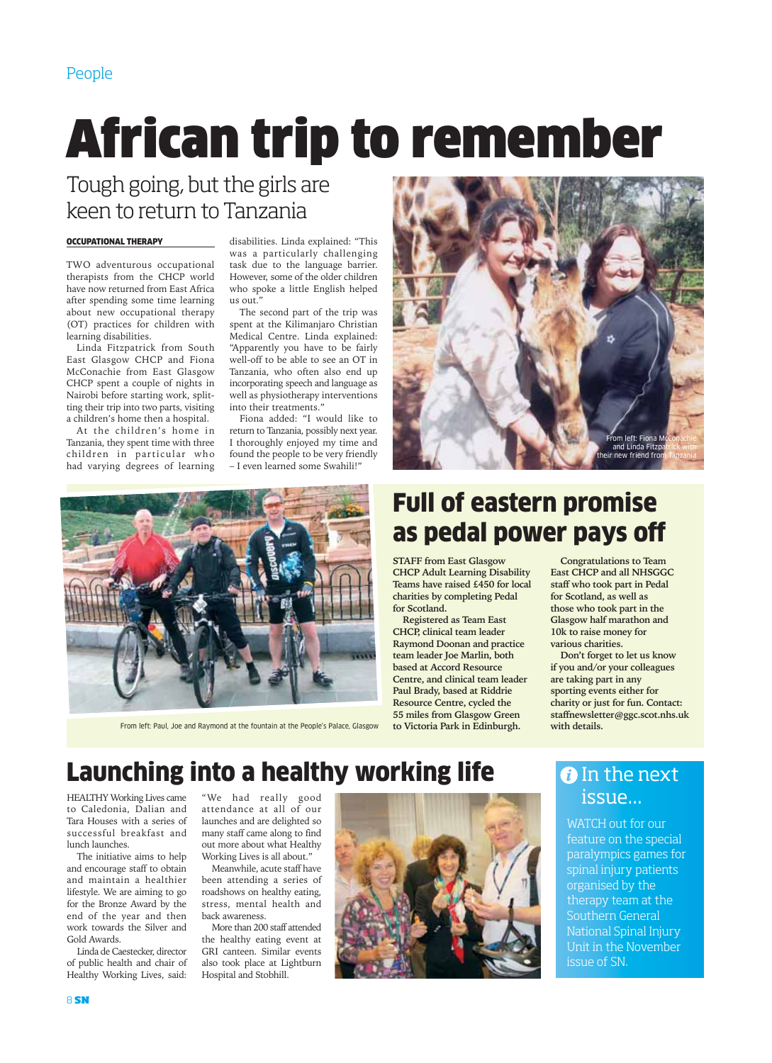People

# African trip to remember

## Tough going, but the girls are keen to return to Tanzania

**OCCUPATIONAL THERAPY**

TWO adventurous occupational therapists from the CHCP world have now returned from East Africa after spending some time learning about new occupational therapy (OT) practices for children with learning disabilities.

Linda Fitzpatrick from South East Glasgow CHCP and Fiona McConachie from East Glasgow CHCP spent a couple of nights in Nairobi before starting work, splitting their trip into two parts, visiting a children's home then a hospital.

At the children's home in Tanzania, they spent time with three children in particular who had varying degrees of learning disabilities. Linda explained: "This was a particularly challenging task due to the language barrier. However, some of the older children who spoke a little English helped us out."

The second part of the trip was spent at the Kilimanjaro Christian Medical Centre. Linda explained: "Apparently you have to be fairly well-off to be able to see an OT in Tanzania, who often also end up incorporating speech and language as well as physiotherapy interventions into their treatments."

Fiona added: "I would like to return to Tanzania, possibly next year. I thoroughly enjoyed my time and found the people to be very friendly – I even learned some Swahili!"

From left: Fiona McConachie and Linda Fitzpatrick with their new friend from Tanzania

From left: Paul, Joe and Raymond at the fountain at the People's Palace, Glasgow

# Full of eastern promise as pedal power pays off

**STAFF from East Glasgow CHCP Adult Learning Disability Teams have raised £450 for local charities by completing Pedal for Scotland.**

**Registered as Team East CHCP, clinical team leader Raymond Doonan and practice team leader Joe Marlin, both based at Accord Resource Centre, and clinical team leader Paul Brady, based at Riddrie Resource Centre, cycled the 55 miles from Glasgow Green to Victoria Park in Edinburgh.**

**Congratulations to Team East CHCP and all NHSGGC staff who took part in Pedal for Scotland, as well as those who took part in the Glasgow half marathon and 10k to raise money for various charities.**

**Don't forget to let us know if you and/or your colleagues are taking part in any sporting events either for charity or just for fun. Contact: staffnewsletter@ggc.scot.nhs.uk with details.**

# Launching into a healthy working life

HEALTHY Working Lives came to Caledonia, Dalian and Tara Houses with a series of successful breakfast and lunch launches.

The initiative aims to help and encourage staff to obtain and maintain a healthier lifestyle. We are aiming to go for the Bronze Award by the end of the year and then work towards the Silver and Gold Awards.

Linda de Caestecker, director of public health and chair of Healthy Working Lives, said: "We had really good attendance at all of our launches and are delighted so many staff came along to find out more about what Healthy Working Lives is all about."

Meanwhile, acute staff have been attending a series of roadshows on healthy eating, stress, mental health and back awareness.

More than 200 staff attended the healthy eating event at GRI canteen. Similar events also took place at Lightburn Hospital and Stobhill.

## In the next issue...

WATCH out for our feature on the special paralympics games for spinal injury patients organised by the therapy team at the Southern General National Spinal Injury Unit in the November issue of SN.